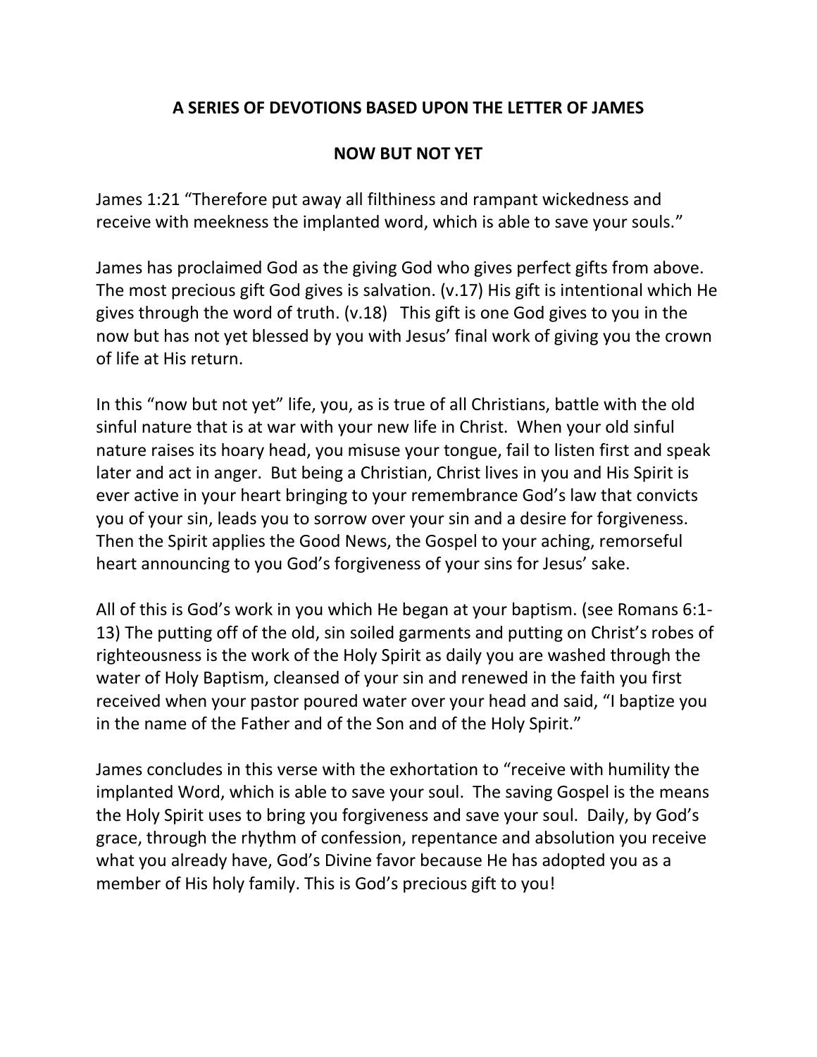**A SERIES OF DEVOTIONS BASED UPON THE LETTER OF JAMES**

**NOW BUT NOT YET**

James 1:21 "Therefore put away all filthiness and rampant wickedness and receive with meekness the implanted word, which is able to save your souls."

James has proclaimed God as the giving God who gives perfect gifts from above. The most precious gift God gives is salvation. (v.17) His gift is intentional which He gives through the word of truth. (v.18) This gift is one God gives to you in the now but has not yet blessed by you with Jesus' final work of giving you the crown of life at His return.

In this "now but not yet" life, you, as is true of all Christians, battle with the old sinful nature that is at war with your new life in Christ. When your old sinful nature raises its hoary head, you misuse your tongue, fail to listen first and speak later and act in anger. But being a Christian, Christ lives in you and His Spirit is ever active in your heart bringing to your remembrance God's law that convicts you of your sin, leads you to sorrow over your sin and a desire for forgiveness. Then the Spirit applies the Good News, the Gospel to your aching, remorseful heart announcing to you God's forgiveness of your sins for Jesus' sake.

All of this is God's work in you which He began at your baptism. (see Romans 6:1-13) The putting off of the old, sin soiled garments and putting on Christ's robes of righteousness is the work of the Holy Spirit as daily you are washed through the water of Holy Baptism, cleansed of your sin and renewed in the faith you first received when your pastor poured water over your head and said, "I baptize you in the name of the Father and of the Son and of the Holy Spirit."

James concludes in this verse with the exhortation to "receive with humility the implanted Word, which is able to save your soul. The saving Gospel is the means the Holy Spirit uses to bring you forgiveness and save your soul. Daily, by God's grace, through the rhythm of confession, repentance and absolution you receive what you already have, God's Divine favor because He has adopted you as a member of His holy family. This is God's precious gift to you!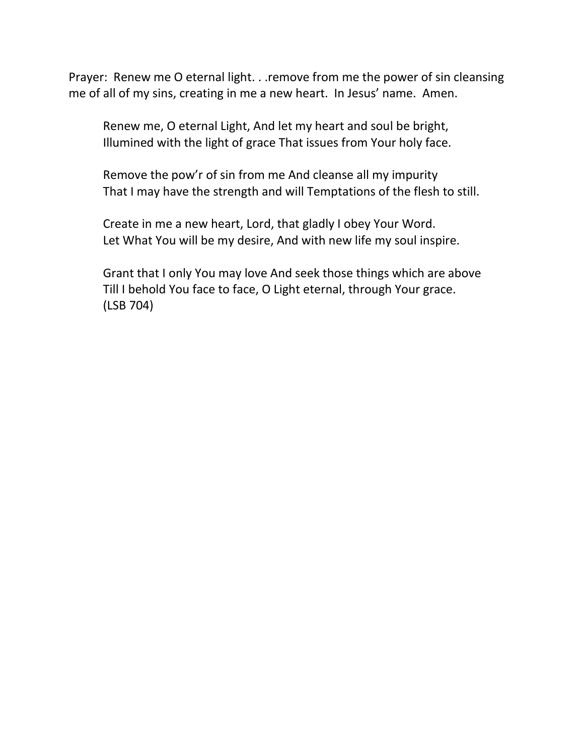Prayer:  Renew me O eternal light. . .remove from me the power of sin cleansing me of all of my sins, creating in me a new heart.  In Jesus' name.  Amen.

> Renew me, O eternal Light, And let my heart and soul be bright,
> Illumined with the light of grace That issues from Your holy face.
>
> Remove the pow'r of sin from me And cleanse all my impurity
> That I may have the strength and will Temptations of the flesh to still.
>
> Create in me a new heart, Lord, that gladly I obey Your Word.
> Let What You will be my desire, And with new life my soul inspire.
>
> Grant that I only You may love And seek those things which are above
> Till I behold You face to face, O Light eternal, through Your grace.
> (LSB 704)